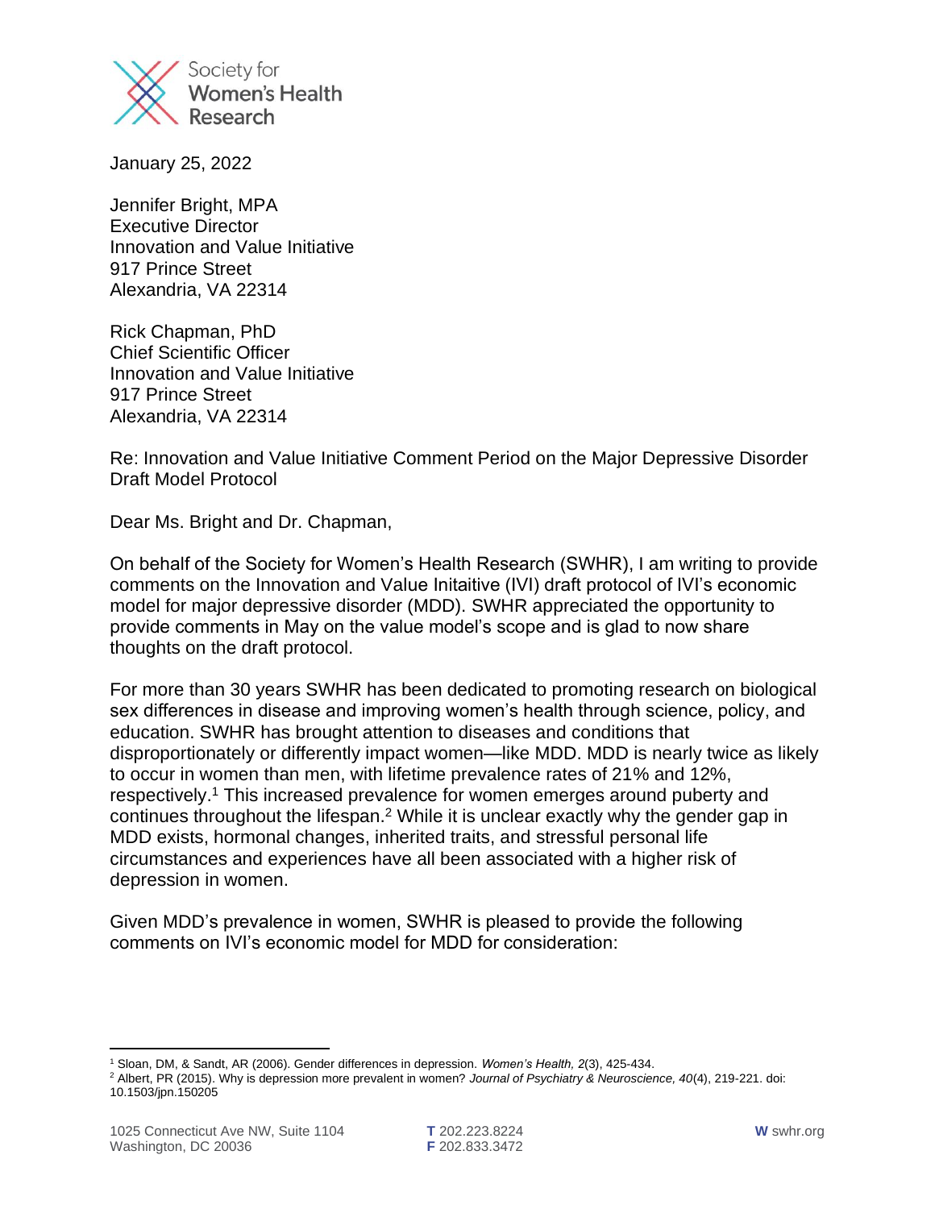Society for Women's Health Research

January 25, 2022

Jennifer Bright, MPA
Executive Director
Innovation and Value Initiative
917 Prince Street
Alexandria, VA 22314

Rick Chapman, PhD
Chief Scientific Officer
Innovation and Value Initiative
917 Prince Street
Alexandria, VA 22314

Re: Innovation and Value Initiative Comment Period on the Major Depressive Disorder Draft Model Protocol

Dear Ms. Bright and Dr. Chapman,

On behalf of the Society for Women's Health Research (SWHR), I am writing to provide comments on the Innovation and Value Initaitive (IVI) draft protocol of IVI's economic model for major depressive disorder (MDD). SWHR appreciated the opportunity to provide comments in May on the value model's scope and is glad to now share thoughts on the draft protocol.

For more than 30 years SWHR has been dedicated to promoting research on biological sex differences in disease and improving women's health through science, policy, and education. SWHR has brought attention to diseases and conditions that disproportionately or differently impact women—like MDD. MDD is nearly twice as likely to occur in women than men, with lifetime prevalence rates of 21% and 12%, respectively.[1] This increased prevalence for women emerges around puberty and continues throughout the lifespan.[2] While it is unclear exactly why the gender gap in MDD exists, hormonal changes, inherited traits, and stressful personal life circumstances and experiences have all been associated with a higher risk of depression in women.

Given MDD's prevalence in women, SWHR is pleased to provide the following comments on IVI's economic model for MDD for consideration:

---

[1] Sloan, DM, & Sandt, AR (2006). Gender differences in depression. *Women's Health, 2*(3), 425-434.

[2] Albert, PR (2015). Why is depression more prevalent in women? *Journal of Psychiatry & Neuroscience, 40*(4), 219-221. doi: 10.1503/jpn.150205

1025 Connecticut Ave NW, Suite 1104
Washington, DC 20036

**T** 202.223.8224
**F** 202.833.3472

**W** swhr.org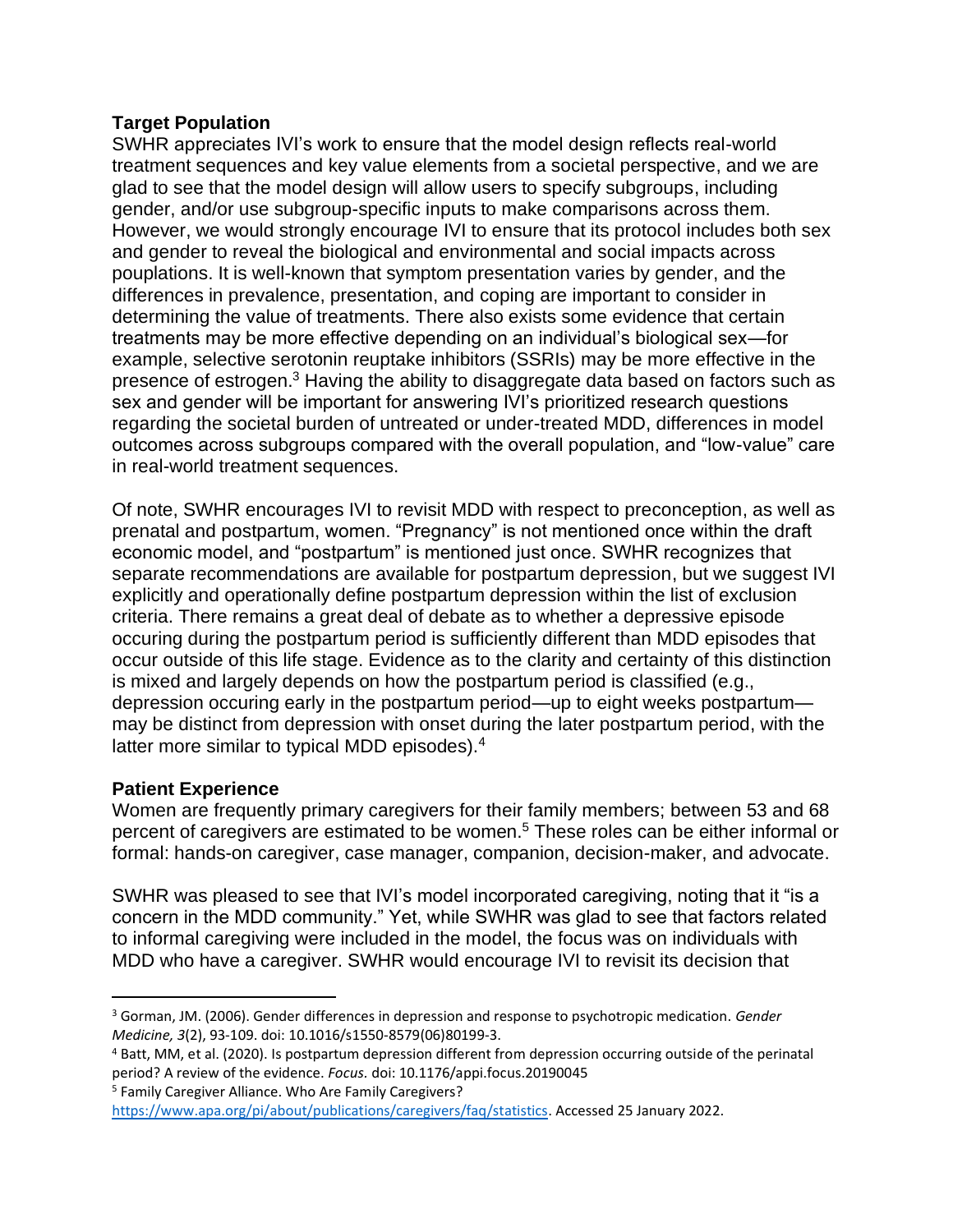**Target Population**

SWHR appreciates IVI's work to ensure that the model design reflects real-world treatment sequences and key value elements from a societal perspective, and we are glad to see that the model design will allow users to specify subgroups, including gender, and/or use subgroup-specific inputs to make comparisons across them. However, we would strongly encourage IVI to ensure that its protocol includes both sex and gender to reveal the biological and environmental and social impacts across pouplations. It is well-known that symptom presentation varies by gender, and the differences in prevalence, presentation, and coping are important to consider in determining the value of treatments. There also exists some evidence that certain treatments may be more effective depending on an individual's biological sex—for example, selective serotonin reuptake inhibitors (SSRIs) may be more effective in the presence of estrogen.[3] Having the ability to disaggregate data based on factors such as sex and gender will be important for answering IVI's prioritized research questions regarding the societal burden of untreated or under-treated MDD, differences in model outcomes across subgroups compared with the overall population, and "low-value" care in real-world treatment sequences.

Of note, SWHR encourages IVI to revisit MDD with respect to preconception, as well as prenatal and postpartum, women. "Pregnancy" is not mentioned once within the draft economic model, and "postpartum" is mentioned just once. SWHR recognizes that separate recommendations are available for postpartum depression, but we suggest IVI explicitly and operationally define postpartum depression within the list of exclusion criteria. There remains a great deal of debate as to whether a depressive episode occuring during the postpartum period is sufficiently different than MDD episodes that occur outside of this life stage. Evidence as to the clarity and certainty of this distinction is mixed and largely depends on how the postpartum period is classified (e.g., depression occuring early in the postpartum period—up to eight weeks postpartum—may be distinct from depression with onset during the later postpartum period, with the latter more similar to typical MDD episodes).[4]

**Patient Experience**

Women are frequently primary caregivers for their family members; between 53 and 68 percent of caregivers are estimated to be women.[5] These roles can be either informal or formal: hands-on caregiver, case manager, companion, decision-maker, and advocate.

SWHR was pleased to see that IVI's model incorporated caregiving, noting that it "is a concern in the MDD community." Yet, while SWHR was glad to see that factors related to informal caregiving were included in the model, the focus was on individuals with MDD who have a caregiver. SWHR would encourage IVI to revisit its decision that

---

[3] Gorman, JM. (2006). Gender differences in depression and response to psychotropic medication. *Gender Medicine, 3*(2), 93-109. doi: 10.1016/s1550-8579(06)80199-3.

[4] Batt, MM, et al. (2020). Is postpartum depression different from depression occurring outside of the perinatal period? A review of the evidence. *Focus.* doi: 10.1176/appi.focus.20190045

[5] Family Caregiver Alliance. Who Are Family Caregivers? https://www.apa.org/pi/about/publications/caregivers/faq/statistics. Accessed 25 January 2022.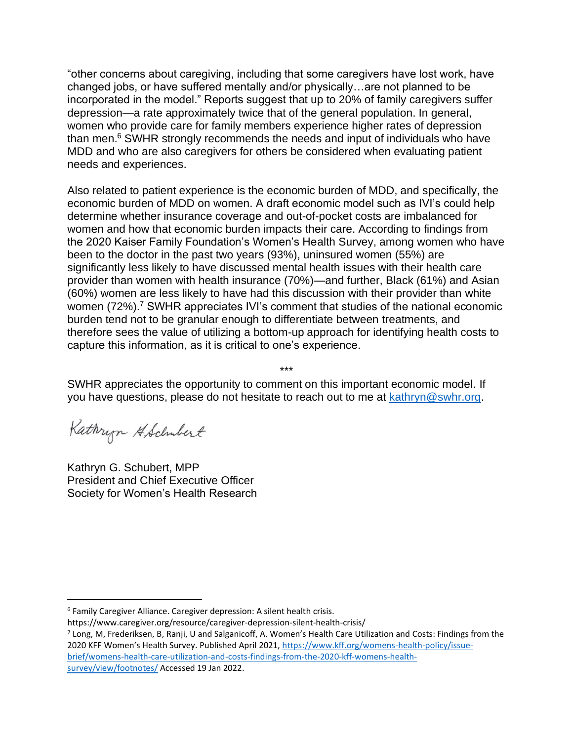"other concerns about caregiving, including that some caregivers have lost work, have changed jobs, or have suffered mentally and/or physically…are not planned to be incorporated in the model." Reports suggest that up to 20% of family caregivers suffer depression—a rate approximately twice that of the general population. In general, women who provide care for family members experience higher rates of depression than men.[6] SWHR strongly recommends the needs and input of individuals who have MDD and who are also caregivers for others be considered when evaluating patient needs and experiences.

Also related to patient experience is the economic burden of MDD, and specifically, the economic burden of MDD on women. A draft economic model such as IVI's could help determine whether insurance coverage and out-of-pocket costs are imbalanced for women and how that economic burden impacts their care. According to findings from the 2020 Kaiser Family Foundation's Women's Health Survey, among women who have been to the doctor in the past two years (93%), uninsured women (55%) are significantly less likely to have discussed mental health issues with their health care provider than women with health insurance (70%)—and further, Black (61%) and Asian (60%) women are less likely to have had this discussion with their provider than white women (72%).[7] SWHR appreciates IVI's comment that studies of the national economic burden tend not to be granular enough to differentiate between treatments, and therefore sees the value of utilizing a bottom-up approach for identifying health costs to capture this information, as it is critical to one's experience.

***

SWHR appreciates the opportunity to comment on this important economic model. If you have questions, please do not hesitate to reach out to me at [kathryn@swhr.org](mailto:kathryn@swhr.org).

Kathryn G. Schubert

Kathryn G. Schubert, MPP
President and Chief Executive Officer
Society for Women's Health Research

---

[6] Family Caregiver Alliance. Caregiver depression: A silent health crisis. https://www.caregiver.org/resource/caregiver-depression-silent-health-crisis/

[7] Long, M, Frederiksen, B, Ranji, U and Salganicoff, A. Women's Health Care Utilization and Costs: Findings from the 2020 KFF Women's Health Survey. Published April 2021, https://www.kff.org/womens-health-policy/issue-brief/womens-health-care-utilization-and-costs-findings-from-the-2020-kff-womens-health-survey/view/footnotes/ Accessed 19 Jan 2022.